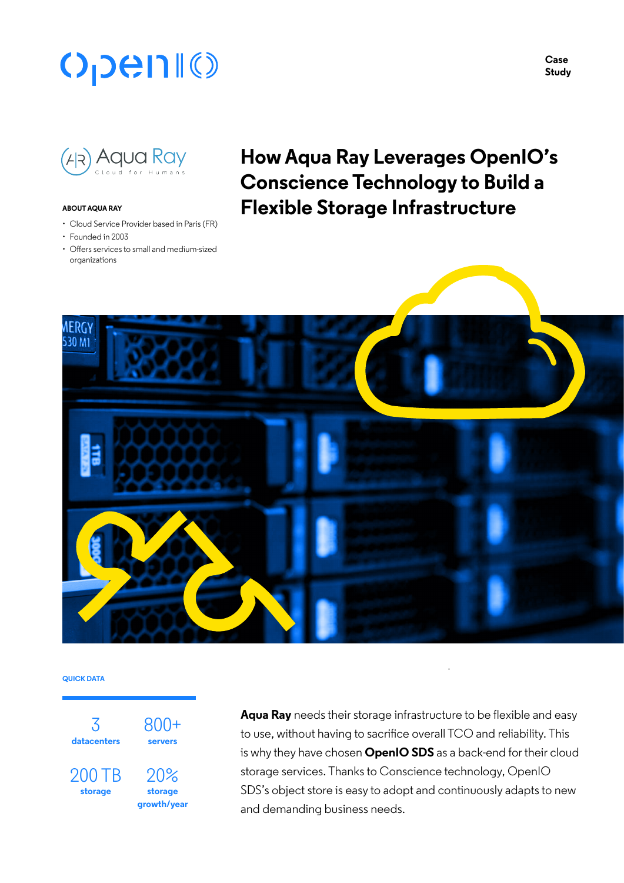Case Study

# How Aqua Ray Leverages OpenIO's Conscience Technology to Build a Flexible Storage Infrastructure

**ABOUT AQUA RAY**

- Cloud Service Provider based in Paris (FR)
- Founded in 2003
- Offers services to small and medium-sized organizations

**QUICK DATA**

| | |
|---|---|
| 3 **datacenters** | 800+ **servers** |
| 200 TB **storage** | 20% **storage growth/year** |

**Aqua Ray** needs their storage infrastructure to be flexible and easy to use, without having to sacrifice overall TCO and reliability. This is why they have chosen **OpenIO SDS** as a back-end for their cloud storage services. Thanks to Conscience technology, OpenIO SDS's object store is easy to adopt and continuously adapts to new and demanding business needs.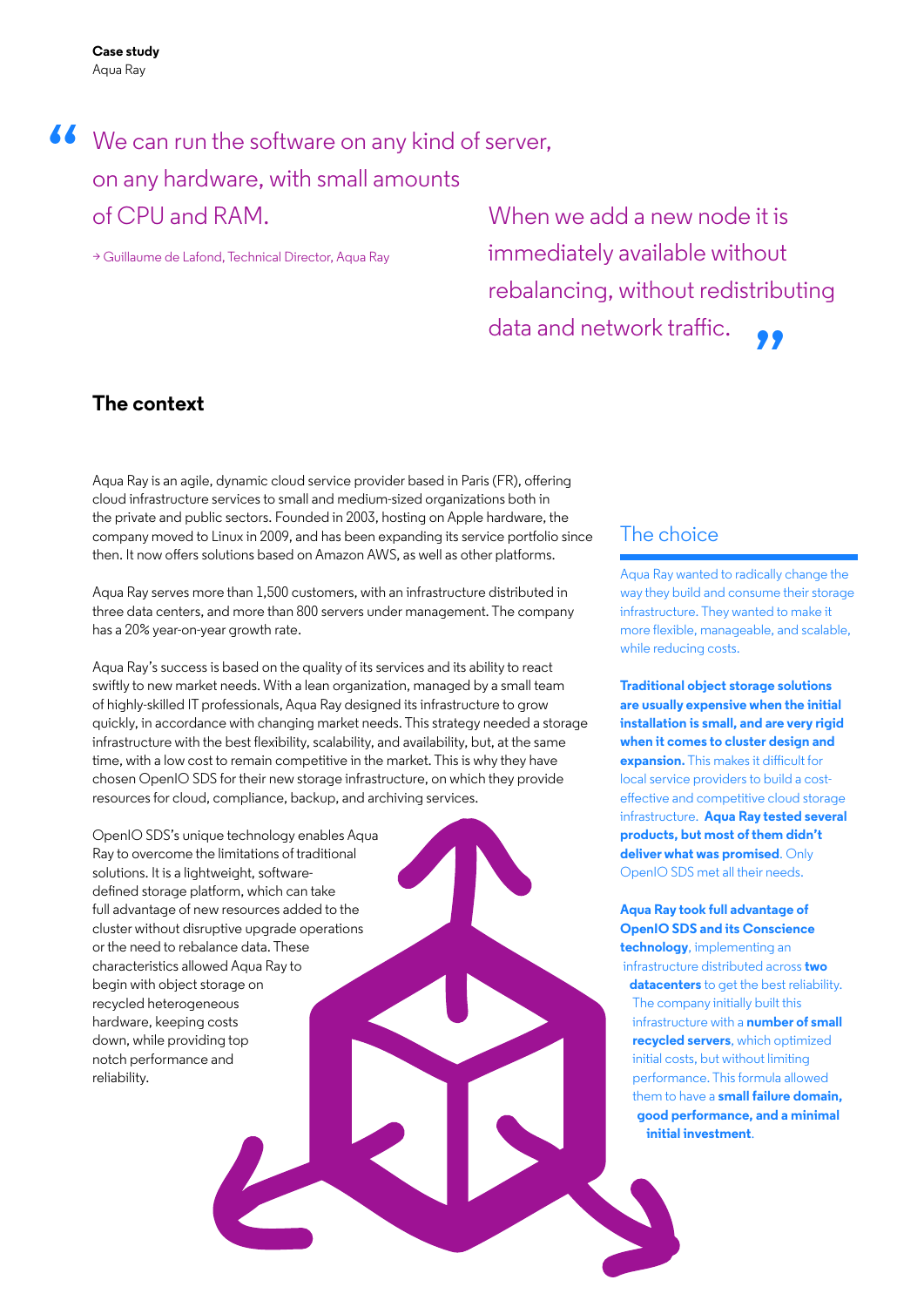**Case study**
Aqua Ray

> We can run the software on any kind of server, on any hardware, with small amounts of CPU and RAM.
>
> → Guillaume de Lafond, Technical Director, Aqua Ray

> When we add a new node it is immediately available without rebalancing, without redistributing data and network traffic.

## The context

Aqua Ray is an agile, dynamic cloud service provider based in Paris (FR), offering cloud infrastructure services to small and medium-sized organizations both in the private and public sectors. Founded in 2003, hosting on Apple hardware, the company moved to Linux in 2009, and has been expanding its service portfolio since then. It now offers solutions based on Amazon AWS, as well as other platforms.

Aqua Ray serves more than 1,500 customers, with an infrastructure distributed in three data centers, and more than 800 servers under management. The company has a 20% year-on-year growth rate.

Aqua Ray's success is based on the quality of its services and its ability to react swiftly to new market needs. With a lean organization, managed by a small team of highly-skilled IT professionals, Aqua Ray designed its infrastructure to grow quickly, in accordance with changing market needs. This strategy needed a storage infrastructure with the best flexibility, scalability, and availability, but, at the same time, with a low cost to remain competitive in the market. This is why they have chosen OpenIO SDS for their new storage infrastructure, on which they provide resources for cloud, compliance, backup, and archiving services.

OpenIO SDS's unique technology enables Aqua Ray to overcome the limitations of traditional solutions. It is a lightweight, software-defined storage platform, which can take full advantage of new resources added to the cluster without disruptive upgrade operations or the need to rebalance data. These characteristics allowed Aqua Ray to begin with object storage on recycled heterogeneous hardware, keeping costs down, while providing top notch performance and reliability.

## The choice

Aqua Ray wanted to radically change the way they build and consume their storage infrastructure. They wanted to make it more flexible, manageable, and scalable, while reducing costs.

**Traditional object storage solutions are usually expensive when the initial installation is small, and are very rigid when it comes to cluster design and expansion.** This makes it difficult for local service providers to build a cost-effective and competitive cloud storage infrastructure. **Aqua Ray tested several products, but most of them didn't deliver what was promised**. Only OpenIO SDS met all their needs.

**Aqua Ray took full advantage of OpenIO SDS and its Conscience technology**, implementing an infrastructure distributed across **two datacenters** to get the best reliability. The company initially built this infrastructure with a **number of small recycled servers**, which optimized initial costs, but without limiting performance. This formula allowed them to have a **small failure domain, good performance, and a minimal initial investment**.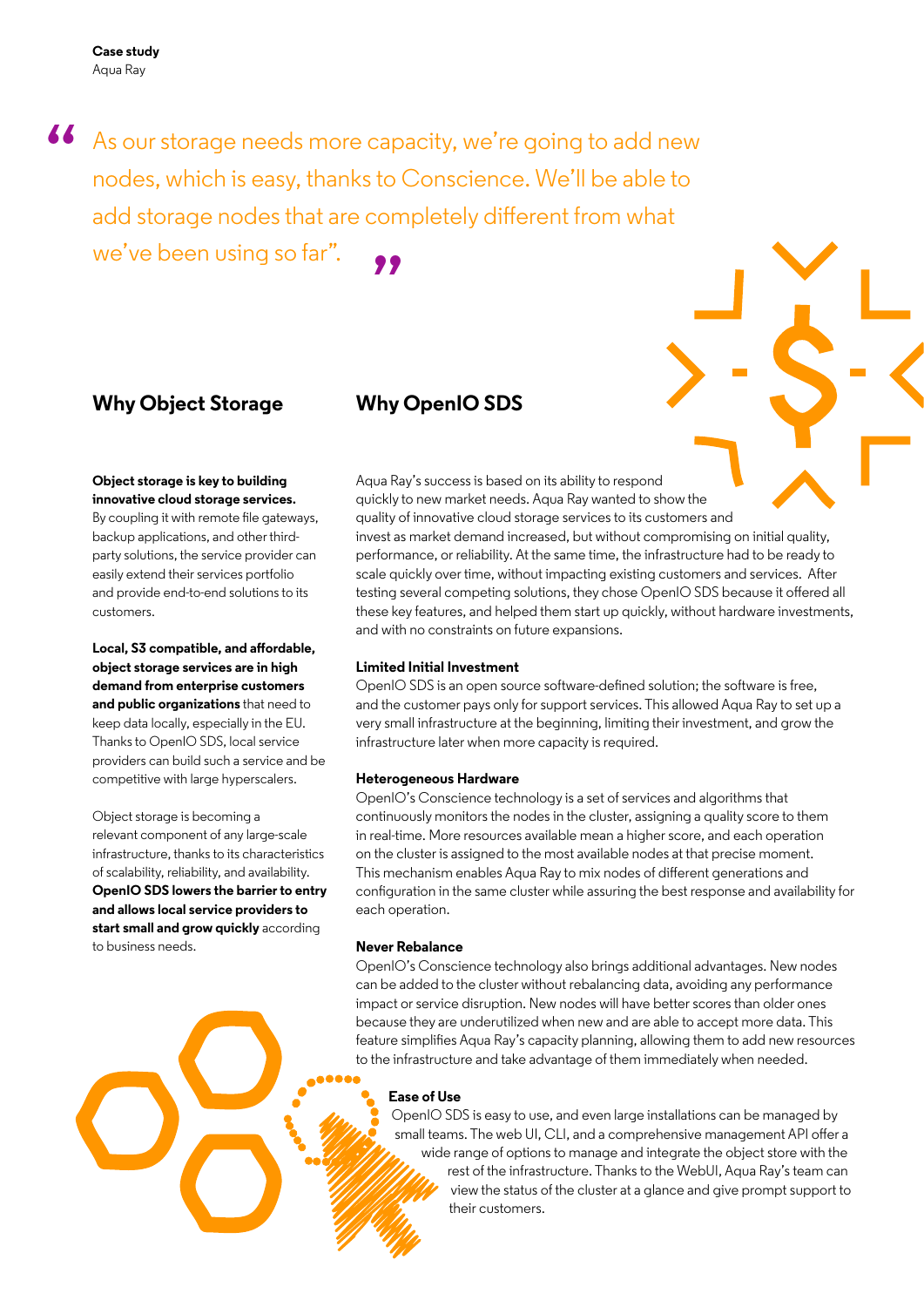**Case study**
Aqua Ray

> As our storage needs more capacity, we're going to add new nodes, which is easy, thanks to Conscience. We'll be able to add storage nodes that are completely different from what we've been using so far".

## Why Object Storage

**Object storage is key to building innovative cloud storage services.** By coupling it with remote file gateways, backup applications, and other third-party solutions, the service provider can easily extend their services portfolio and provide end-to-end solutions to its customers.

**Local, S3 compatible, and affordable, object storage services are in high demand from enterprise customers and public organizations** that need to keep data locally, especially in the EU. Thanks to OpenIO SDS, local service providers can build such a service and be competitive with large hyperscalers.

Object storage is becoming a relevant component of any large-scale infrastructure, thanks to its characteristics of scalability, reliability, and availability. **OpenIO SDS lowers the barrier to entry and allows local service providers to start small and grow quickly** according to business needs.

## Why OpenIO SDS

Aqua Ray's success is based on its ability to respond quickly to new market needs. Aqua Ray wanted to show the quality of innovative cloud storage services to its customers and invest as market demand increased, but without compromising on initial quality, performance, or reliability. At the same time, the infrastructure had to be ready to scale quickly over time, without impacting existing customers and services. After testing several competing solutions, they chose OpenIO SDS because it offered all these key features, and helped them start up quickly, without hardware investments, and with no constraints on future expansions.

**Limited Initial Investment**
OpenIO SDS is an open source software-defined solution; the software is free, and the customer pays only for support services. This allowed Aqua Ray to set up a very small infrastructure at the beginning, limiting their investment, and grow the infrastructure later when more capacity is required.

**Heterogeneous Hardware**
OpenIO's Conscience technology is a set of services and algorithms that continuously monitors the nodes in the cluster, assigning a quality score to them in real-time. More resources available mean a higher score, and each operation on the cluster is assigned to the most available nodes at that precise moment. This mechanism enables Aqua Ray to mix nodes of different generations and configuration in the same cluster while assuring the best response and availability for each operation.

**Never Rebalance**
OpenIO's Conscience technology also brings additional advantages. New nodes can be added to the cluster without rebalancing data, avoiding any performance impact or service disruption. New nodes will have better scores than older ones because they are underutilized when new and are able to accept more data. This feature simplifies Aqua Ray's capacity planning, allowing them to add new resources to the infrastructure and take advantage of them immediately when needed.

**Ease of Use**
OpenIO SDS is easy to use, and even large installations can be managed by small teams. The web UI, CLI, and a comprehensive management API offer a wide range of options to manage and integrate the object store with the rest of the infrastructure. Thanks to the WebUI, Aqua Ray's team can view the status of the cluster at a glance and give prompt support to their customers.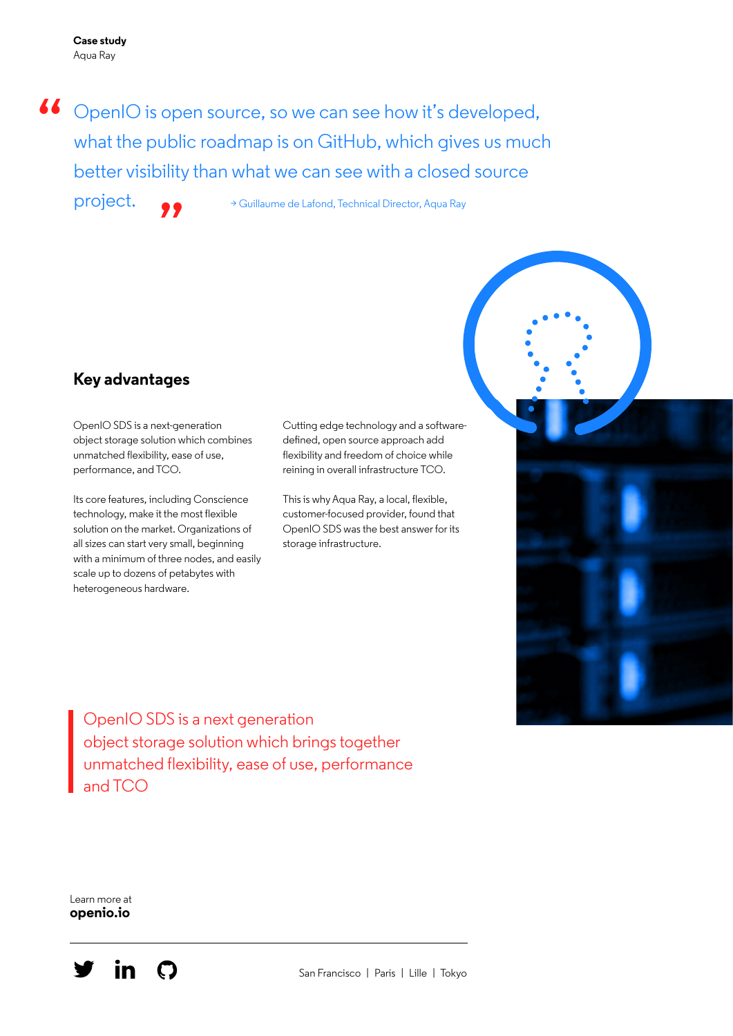**Case study**
Aqua Ray

> "OpenIO is open source, so we can see how it's developed, what the public roadmap is on GitHub, which gives us much better visibility than what we can see with a closed source project."
>
> → Guillaume de Lafond, Technical Director, Aqua Ray

## Key advantages

OpenIO SDS is a next-generation object storage solution which combines unmatched flexibility, ease of use, performance, and TCO.

Its core features, including Conscience technology, make it the most flexible solution on the market. Organizations of all sizes can start very small, beginning with a minimum of three nodes, and easily scale up to dozens of petabytes with heterogeneous hardware.

Cutting edge technology and a software-defined, open source approach add flexibility and freedom of choice while reining in overall infrastructure TCO.

This is why Aqua Ray, a local, flexible, customer-focused provider, found that OpenIO SDS was the best answer for its storage infrastructure.

> OpenIO SDS is a next generation object storage solution which brings together unmatched flexibility, ease of use, performance and TCO

Learn more at
**openio.io**

San Francisco | Paris | Lille | Tokyo